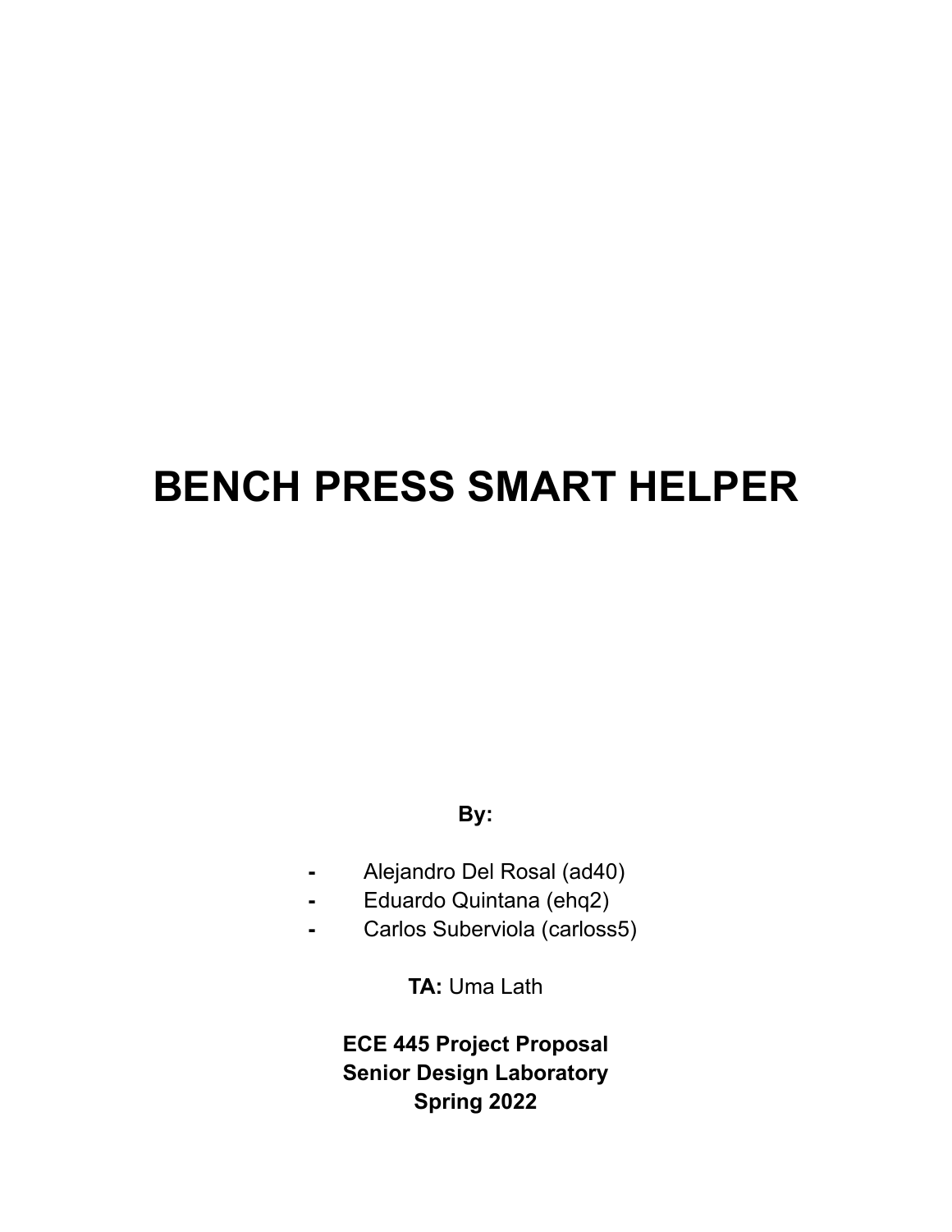# BENCH PRESS SMART HELPER

**By:**

- Alejandro Del Rosal (ad40)
- Eduardo Quintana (ehq2)
- Carlos Suberviola (carloss5)

**TA:** Uma Lath

**ECE 445 Project Proposal**
**Senior Design Laboratory**
**Spring 2022**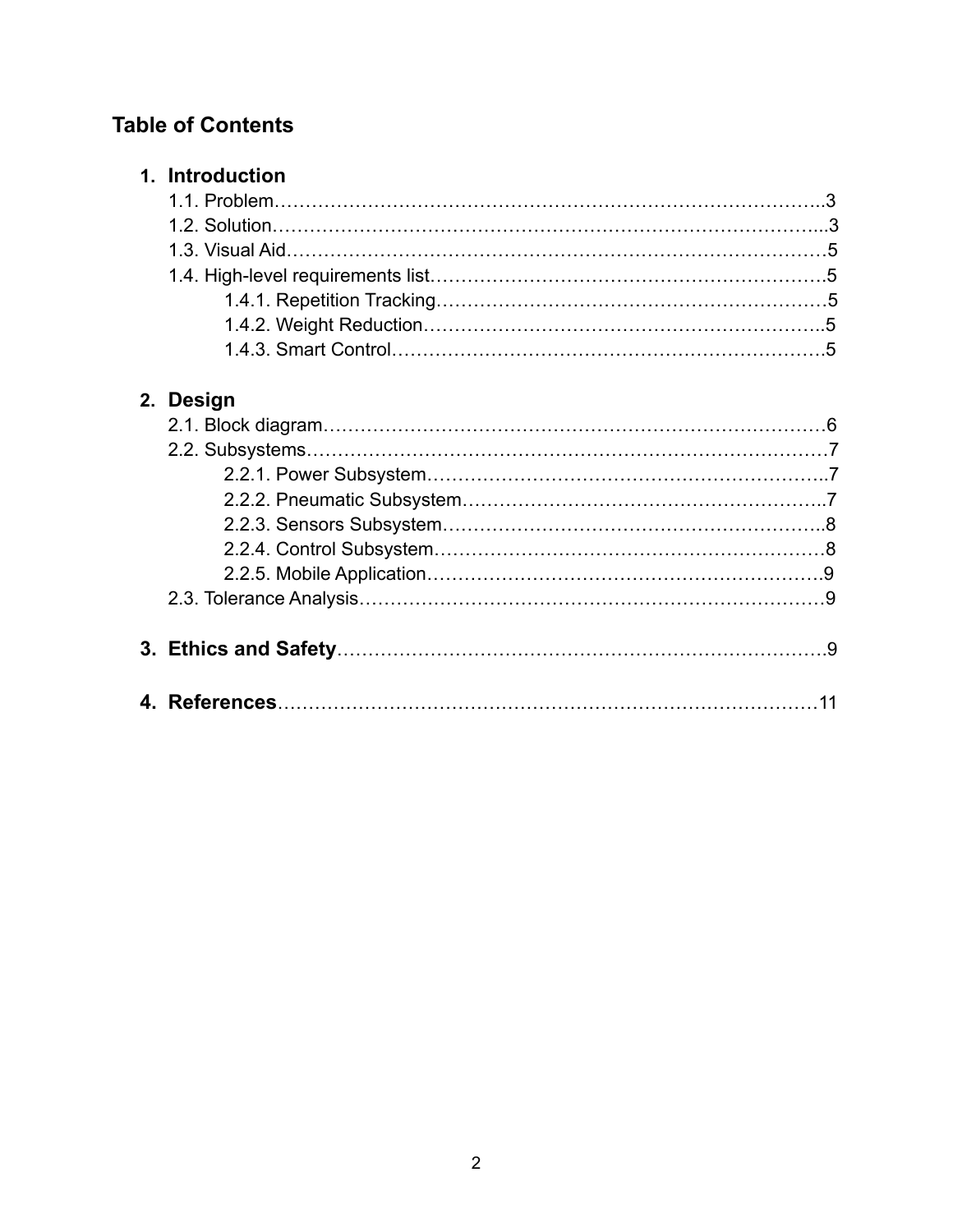## Table of Contents

1. **Introduction**
    - 1.1. Problem……………………………………………………………………………..3
    - 1.2. Solution…………………………………………………………………………...3
    - 1.3. Visual Aid…………………………………………………………………………5
    - 1.4. High-level requirements list……………………………………………………….5
        - 1.4.1. Repetition Tracking……………………………………………………5
        - 1.4.2. Weight Reduction……………………………………………………..5
        - 1.4.3. Smart Control…………………………………………………………….5

2. **Design**
    - 2.1. Block diagram……………………………………………………………………6
    - 2.2. Subsystems………………………………………………………………………7
        - 2.2.1. Power Subsystem……………………………………………………..7
        - 2.2.2. Pneumatic Subsystem…………………………………………………..7
        - 2.2.3. Sensors Subsystem……………………………………………………..8
        - 2.2.4. Control Subsystem…………………………………………………….8
        - 2.2.5. Mobile Application…………………………………………………….9
    - 2.3. Tolerance Analysis…………………………………………………………….9

3. **Ethics and Safety**………………………………………………………………….9

4. **References**…………………………………………………………………………11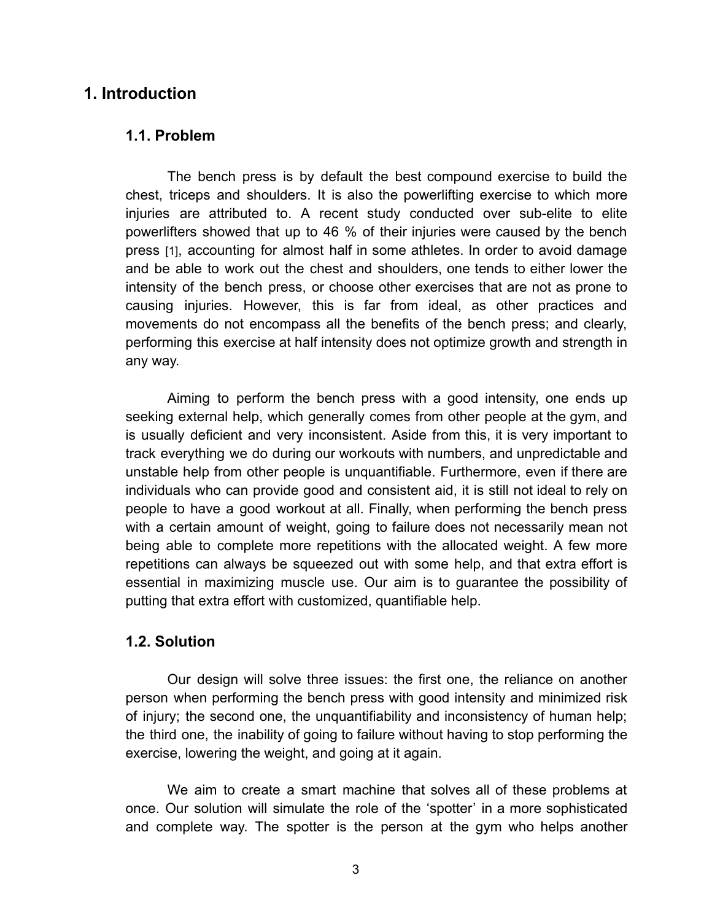# 1. Introduction

## 1.1. Problem

The bench press is by default the best compound exercise to build the chest, triceps and shoulders. It is also the powerlifting exercise to which more injuries are attributed to. A recent study conducted over sub-elite to elite powerlifters showed that up to 46 % of their injuries were caused by the bench press [1], accounting for almost half in some athletes. In order to avoid damage and be able to work out the chest and shoulders, one tends to either lower the intensity of the bench press, or choose other exercises that are not as prone to causing injuries. However, this is far from ideal, as other practices and movements do not encompass all the benefits of the bench press; and clearly, performing this exercise at half intensity does not optimize growth and strength in any way.

Aiming to perform the bench press with a good intensity, one ends up seeking external help, which generally comes from other people at the gym, and is usually deficient and very inconsistent. Aside from this, it is very important to track everything we do during our workouts with numbers, and unpredictable and unstable help from other people is unquantifiable. Furthermore, even if there are individuals who can provide good and consistent aid, it is still not ideal to rely on people to have a good workout at all. Finally, when performing the bench press with a certain amount of weight, going to failure does not necessarily mean not being able to complete more repetitions with the allocated weight. A few more repetitions can always be squeezed out with some help, and that extra effort is essential in maximizing muscle use. Our aim is to guarantee the possibility of putting that extra effort with customized, quantifiable help.

## 1.2. Solution

Our design will solve three issues: the first one, the reliance on another person when performing the bench press with good intensity and minimized risk of injury; the second one, the unquantifiability and inconsistency of human help; the third one, the inability of going to failure without having to stop performing the exercise, lowering the weight, and going at it again.

We aim to create a smart machine that solves all of these problems at once. Our solution will simulate the role of the 'spotter' in a more sophisticated and complete way. The spotter is the person at the gym who helps another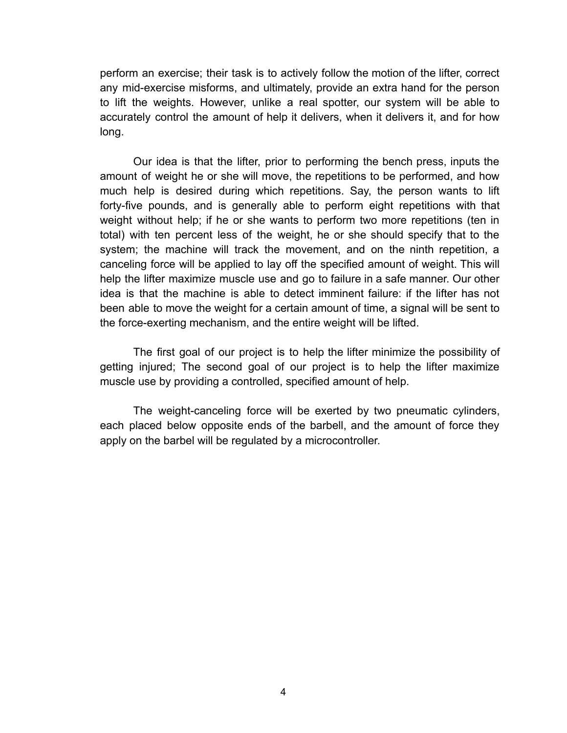perform an exercise; their task is to actively follow the motion of the lifter, correct any mid-exercise misforms, and ultimately, provide an extra hand for the person to lift the weights. However, unlike a real spotter, our system will be able to accurately control the amount of help it delivers, when it delivers it, and for how long.

Our idea is that the lifter, prior to performing the bench press, inputs the amount of weight he or she will move, the repetitions to be performed, and how much help is desired during which repetitions. Say, the person wants to lift forty-five pounds, and is generally able to perform eight repetitions with that weight without help; if he or she wants to perform two more repetitions (ten in total) with ten percent less of the weight, he or she should specify that to the system; the machine will track the movement, and on the ninth repetition, a canceling force will be applied to lay off the specified amount of weight. This will help the lifter maximize muscle use and go to failure in a safe manner. Our other idea is that the machine is able to detect imminent failure: if the lifter has not been able to move the weight for a certain amount of time, a signal will be sent to the force-exerting mechanism, and the entire weight will be lifted.

The first goal of our project is to help the lifter minimize the possibility of getting injured; The second goal of our project is to help the lifter maximize muscle use by providing a controlled, specified amount of help.

The weight-canceling force will be exerted by two pneumatic cylinders, each placed below opposite ends of the barbell, and the amount of force they apply on the barbel will be regulated by a microcontroller.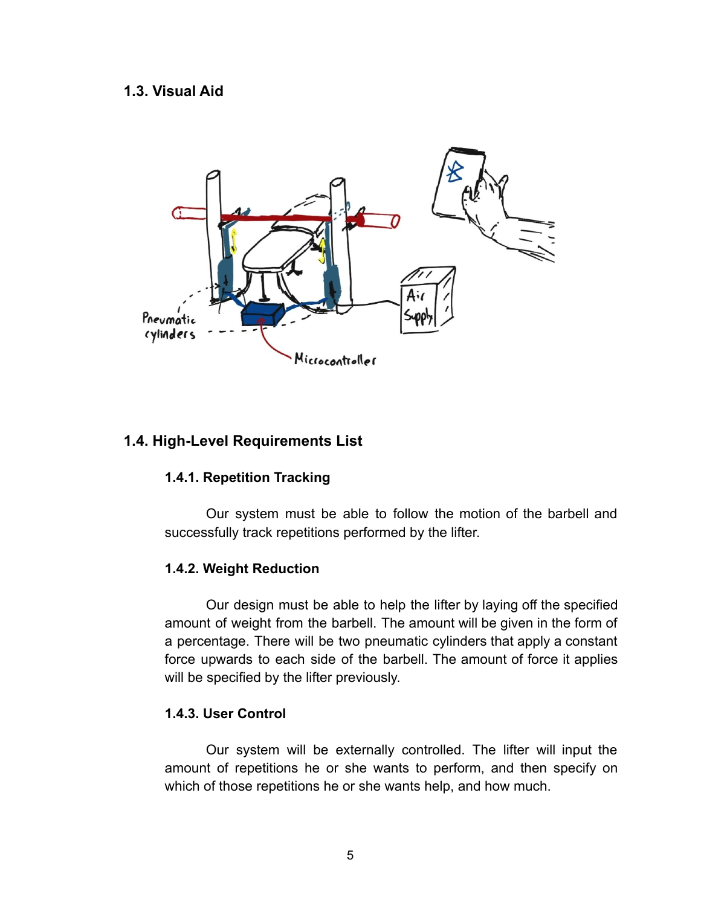### 1.3. Visual Aid

### 1.4. High-Level Requirements List

#### 1.4.1. Repetition Tracking

Our system must be able to follow the motion of the barbell and successfully track repetitions performed by the lifter.

#### 1.4.2. Weight Reduction

Our design must be able to help the lifter by laying off the specified amount of weight from the barbell. The amount will be given in the form of a percentage. There will be two pneumatic cylinders that apply a constant force upwards to each side of the barbell. The amount of force it applies will be specified by the lifter previously.

#### 1.4.3. User Control

Our system will be externally controlled. The lifter will input the amount of repetitions he or she wants to perform, and then specify on which of those repetitions he or she wants help, and how much.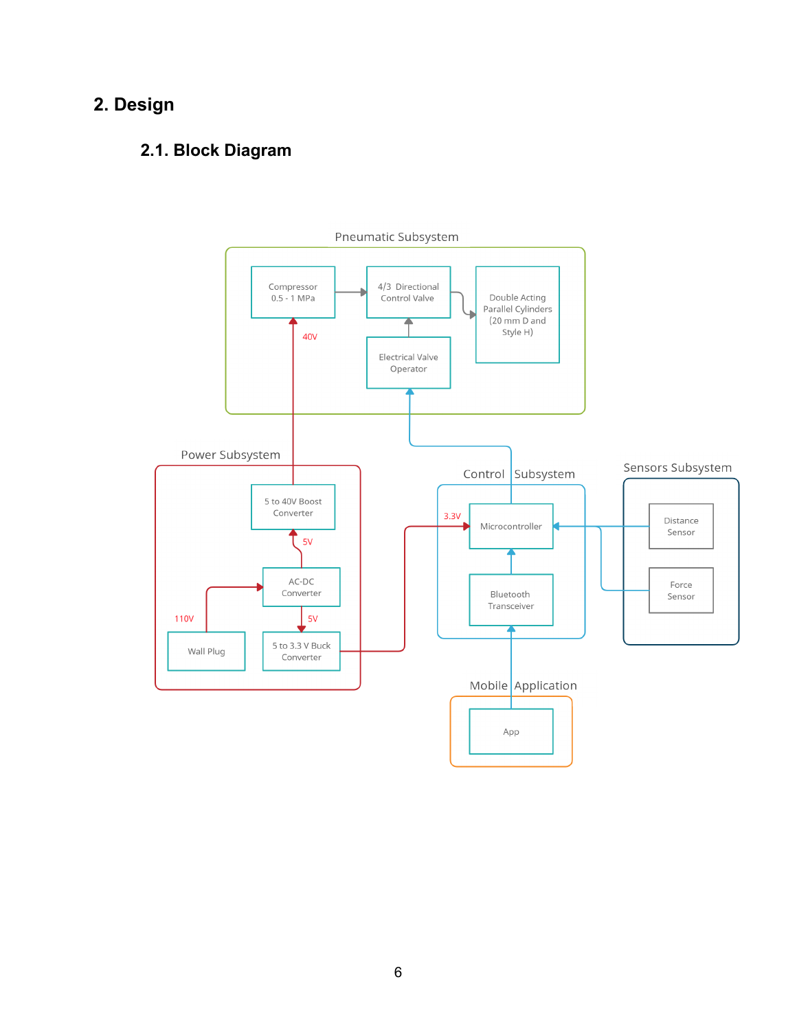# 2. Design

## 2.1. Block Diagram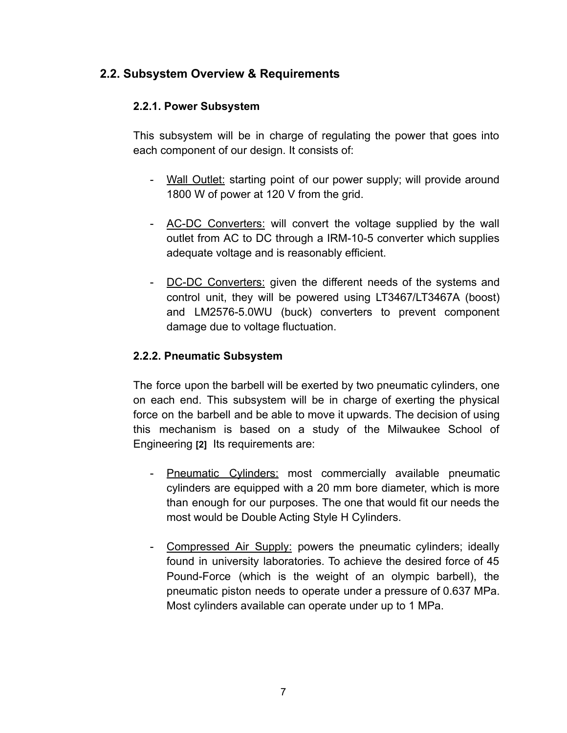## 2.2. Subsystem Overview & Requirements

### 2.2.1. Power Subsystem

This subsystem will be in charge of regulating the power that goes into each component of our design. It consists of:

- Wall Outlet: starting point of our power supply; will provide around 1800 W of power at 120 V from the grid.

- AC-DC Converters: will convert the voltage supplied by the wall outlet from AC to DC through a IRM-10-5 converter which supplies adequate voltage and is reasonably efficient.

- DC-DC Converters: given the different needs of the systems and control unit, they will be powered using LT3467/LT3467A (boost) and LM2576-5.0WU (buck) converters to prevent component damage due to voltage fluctuation.

### 2.2.2. Pneumatic Subsystem

The force upon the barbell will be exerted by two pneumatic cylinders, one on each end. This subsystem will be in charge of exerting the physical force on the barbell and be able to move it upwards. The decision of using this mechanism is based on a study of the Milwaukee School of Engineering **[2]** Its requirements are:

- Pneumatic Cylinders: most commercially available pneumatic cylinders are equipped with a 20 mm bore diameter, which is more than enough for our purposes. The one that would fit our needs the most would be Double Acting Style H Cylinders.

- Compressed Air Supply: powers the pneumatic cylinders; ideally found in university laboratories. To achieve the desired force of 45 Pound-Force (which is the weight of an olympic barbell), the pneumatic piston needs to operate under a pressure of 0.637 MPa. Most cylinders available can operate under up to 1 MPa.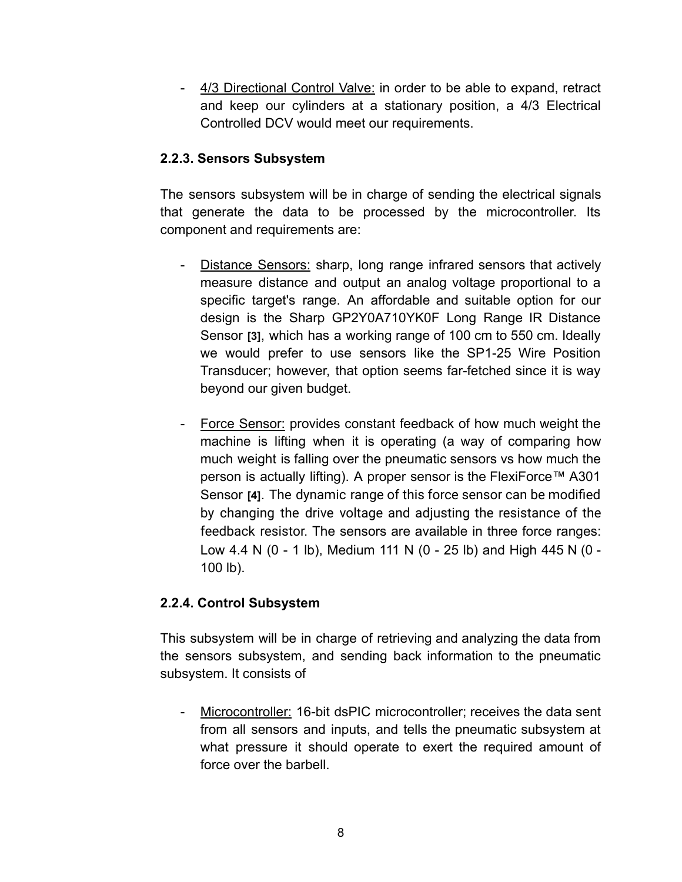- 4/3 Directional Control Valve: in order to be able to expand, retract and keep our cylinders at a stationary position, a 4/3 Electrical Controlled DCV would meet our requirements.

### 2.2.3. Sensors Subsystem

The sensors subsystem will be in charge of sending the electrical signals that generate the data to be processed by the microcontroller. Its component and requirements are:

- Distance Sensors: sharp, long range infrared sensors that actively measure distance and output an analog voltage proportional to a specific target's range. An affordable and suitable option for our design is the Sharp GP2Y0A710YK0F Long Range IR Distance Sensor **[3]**, which has a working range of 100 cm to 550 cm. Ideally we would prefer to use sensors like the SP1-25 Wire Position Transducer; however, that option seems far-fetched since it is way beyond our given budget.

- Force Sensor: provides constant feedback of how much weight the machine is lifting when it is operating (a way of comparing how much weight is falling over the pneumatic sensors vs how much the person is actually lifting). A proper sensor is the FlexiForce™ A301 Sensor **[4]**. The dynamic range of this force sensor can be modified by changing the drive voltage and adjusting the resistance of the feedback resistor. The sensors are available in three force ranges: Low 4.4 N (0 - 1 lb), Medium 111 N (0 - 25 lb) and High 445 N (0 - 100 lb).

### 2.2.4. Control Subsystem

This subsystem will be in charge of retrieving and analyzing the data from the sensors subsystem, and sending back information to the pneumatic subsystem. It consists of

- Microcontroller: 16-bit dsPIC microcontroller; receives the data sent from all sensors and inputs, and tells the pneumatic subsystem at what pressure it should operate to exert the required amount of force over the barbell.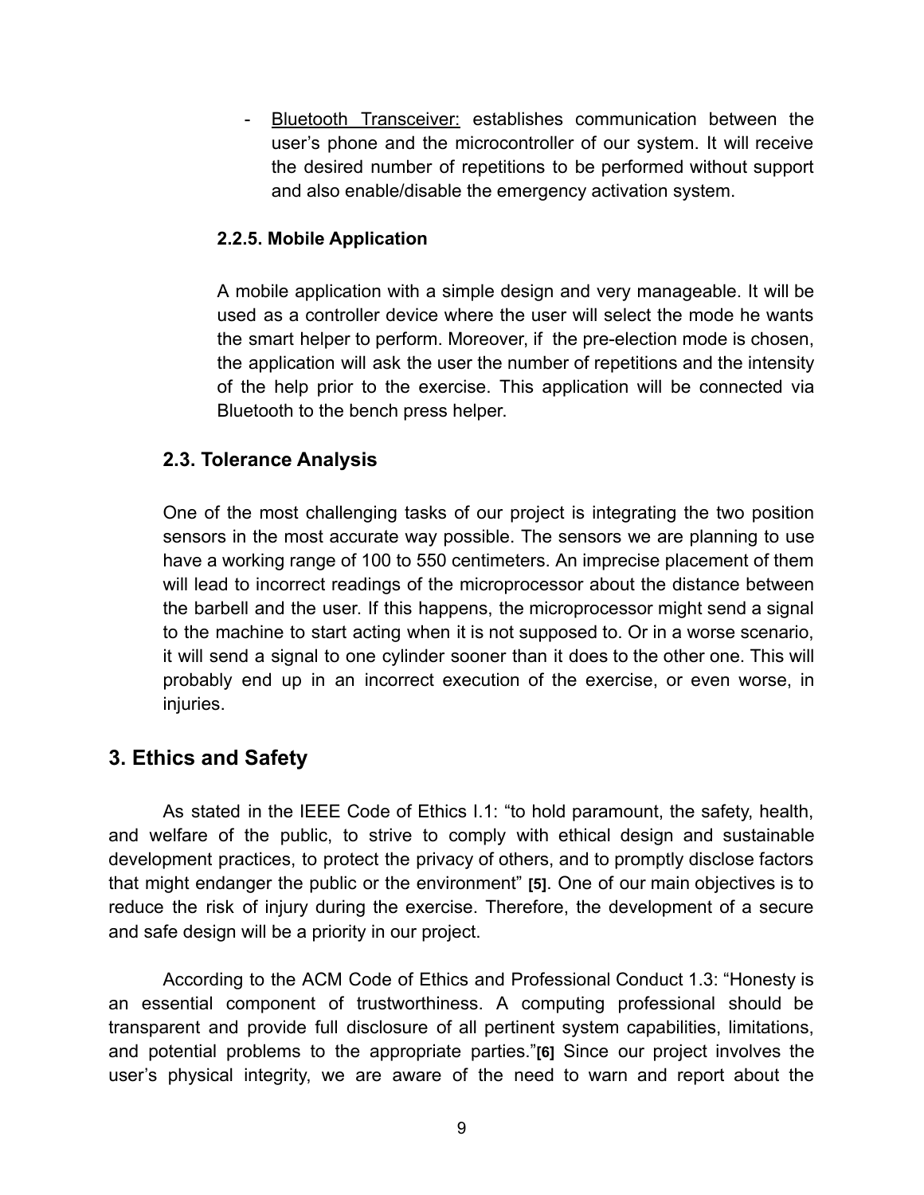- <u>Bluetooth Transceiver:</u> establishes communication between the user's phone and the microcontroller of our system. It will receive the desired number of repetitions to be performed without support and also enable/disable the emergency activation system.

#### 2.2.5. Mobile Application

A mobile application with a simple design and very manageable. It will be used as a controller device where the user will select the mode he wants the smart helper to perform. Moreover, if the pre-election mode is chosen, the application will ask the user the number of repetitions and the intensity of the help prior to the exercise. This application will be connected via Bluetooth to the bench press helper.

### 2.3. Tolerance Analysis

One of the most challenging tasks of our project is integrating the two position sensors in the most accurate way possible. The sensors we are planning to use have a working range of 100 to 550 centimeters. An imprecise placement of them will lead to incorrect readings of the microprocessor about the distance between the barbell and the user. If this happens, the microprocessor might send a signal to the machine to start acting when it is not supposed to. Or in a worse scenario, it will send a signal to one cylinder sooner than it does to the other one. This will probably end up in an incorrect execution of the exercise, or even worse, in injuries.

## 3. Ethics and Safety

As stated in the IEEE Code of Ethics I.1: "to hold paramount, the safety, health, and welfare of the public, to strive to comply with ethical design and sustainable development practices, to protect the privacy of others, and to promptly disclose factors that might endanger the public or the environment" **[5]**. One of our main objectives is to reduce the risk of injury during the exercise. Therefore, the development of a secure and safe design will be a priority in our project.

According to the ACM Code of Ethics and Professional Conduct 1.3: "Honesty is an essential component of trustworthiness. A computing professional should be transparent and provide full disclosure of all pertinent system capabilities, limitations, and potential problems to the appropriate parties."**[6]** Since our project involves the user's physical integrity, we are aware of the need to warn and report about the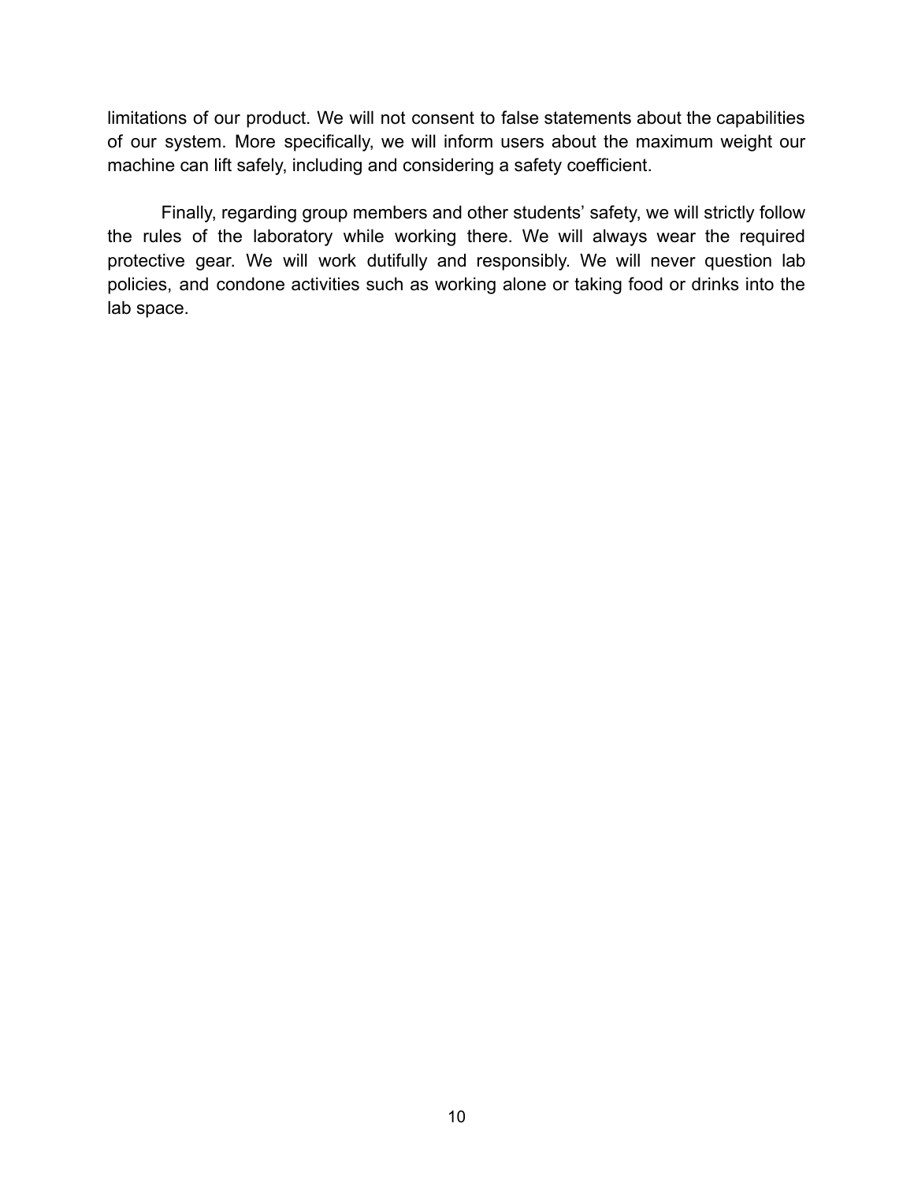limitations of our product. We will not consent to false statements about the capabilities of our system. More specifically, we will inform users about the maximum weight our machine can lift safely, including and considering a safety coefficient.

Finally, regarding group members and other students' safety, we will strictly follow the rules of the laboratory while working there. We will always wear the required protective gear. We will work dutifully and responsibly. We will never question lab policies, and condone activities such as working alone or taking food or drinks into the lab space.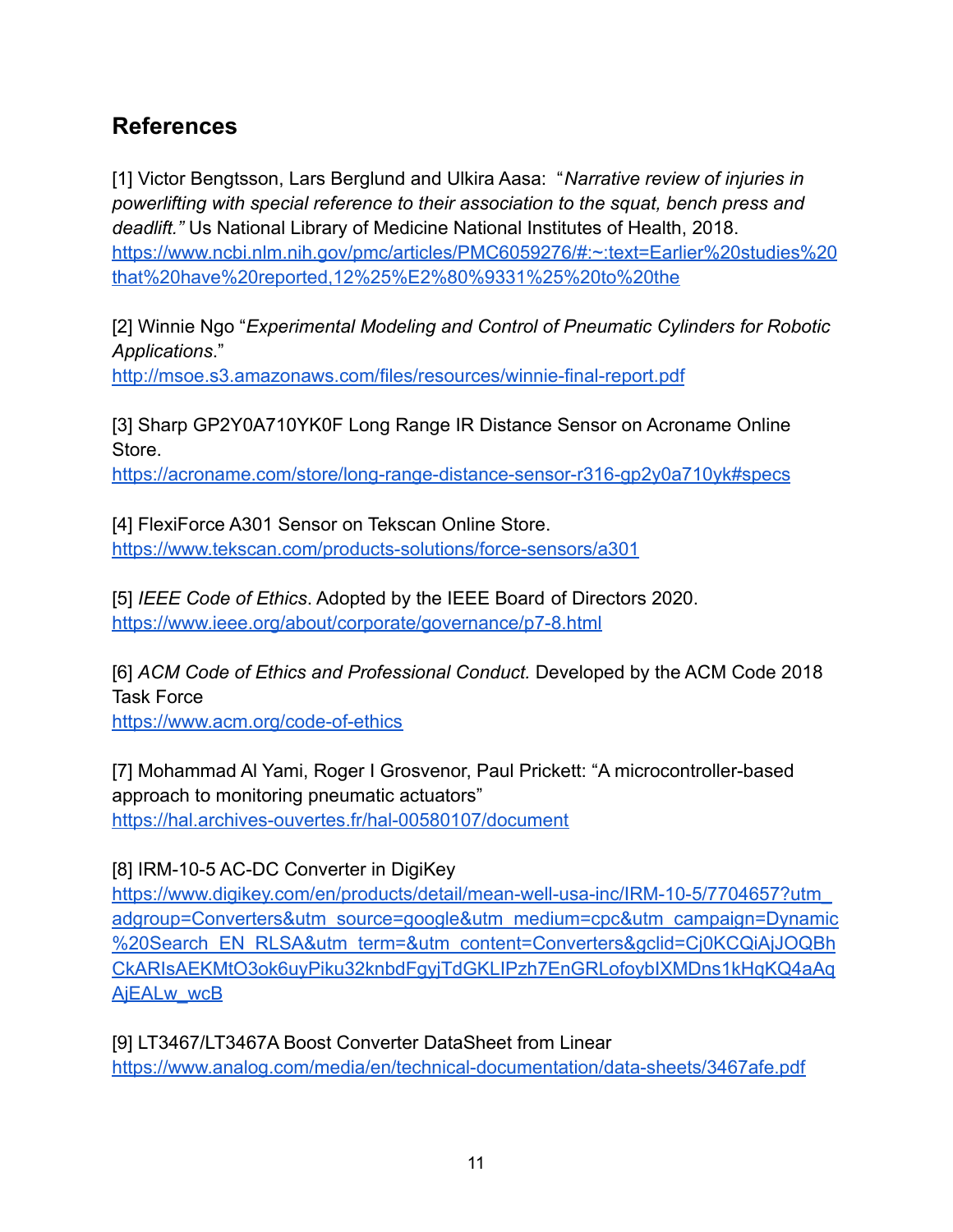## References

[1] Victor Bengtsson, Lars Berglund and Ulkira Aasa: "*Narrative review of injuries in powerlifting with special reference to their association to the squat, bench press and deadlift.*" Us National Library of Medicine National Institutes of Health, 2018. https://www.ncbi.nlm.nih.gov/pmc/articles/PMC6059276/#:~:text=Earlier%20studies%20that%20have%20reported,12%25%E2%80%9331%25%20to%20the

[2] Winnie Ngo "*Experimental Modeling and Control of Pneumatic Cylinders for Robotic Applications*." http://msoe.s3.amazonaws.com/files/resources/winnie-final-report.pdf

[3] Sharp GP2Y0A710YK0F Long Range IR Distance Sensor on Acroname Online Store. https://acroname.com/store/long-range-distance-sensor-r316-gp2y0a710yk#specs

[4] FlexiForce A301 Sensor on Tekscan Online Store. https://www.tekscan.com/products-solutions/force-sensors/a301

[5] *IEEE Code of Ethics*. Adopted by the IEEE Board of Directors 2020. https://www.ieee.org/about/corporate/governance/p7-8.html

[6] *ACM Code of Ethics and Professional Conduct.* Developed by the ACM Code 2018 Task Force https://www.acm.org/code-of-ethics

[7] Mohammad Al Yami, Roger I Grosvenor, Paul Prickett: "A microcontroller-based approach to monitoring pneumatic actuators" https://hal.archives-ouvertes.fr/hal-00580107/document

[8] IRM-10-5 AC-DC Converter in DigiKey https://www.digikey.com/en/products/detail/mean-well-usa-inc/IRM-10-5/7704657?utm_adgroup=Converters&utm_source=google&utm_medium=cpc&utm_campaign=Dynamic%20Search_EN_RLSA&utm_term=&utm_content=Converters&gclid=Cj0KCQiAjJOQBhCkARIsAEKMtO3ok6uyPiku32knbdFgyjTdGKLIPzh7EnGRLofoybIXMDns1kHqKQ4aAqAjEALw_wcB

[9] LT3467/LT3467A Boost Converter DataSheet from Linear https://www.analog.com/media/en/technical-documentation/data-sheets/3467afe.pdf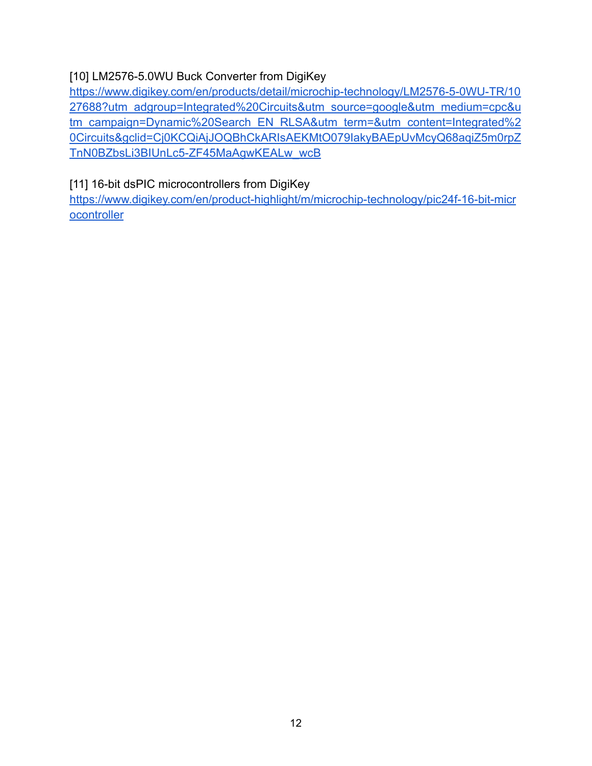[10] LM2576-5.0WU Buck Converter from DigiKey
https://www.digikey.com/en/products/detail/microchip-technology/LM2576-5-0WU-TR/1027688?utm_adgroup=Integrated%20Circuits&utm_source=google&utm_medium=cpc&utm_campaign=Dynamic%20Search_EN_RLSA&utm_term=&utm_content=Integrated%20Circuits&gclid=Cj0KCQiAjJOQBhCkARIsAEKMtO079lakyBAEpUvMcyQ68aqiZ5m0rpZTnN0BZbsLi3BIUnLc5-ZF45MaAgwKEALw_wcB

[11] 16-bit dsPIC microcontrollers from DigiKey
https://www.digikey.com/en/product-highlight/m/microchip-technology/pic24f-16-bit-microcontroller